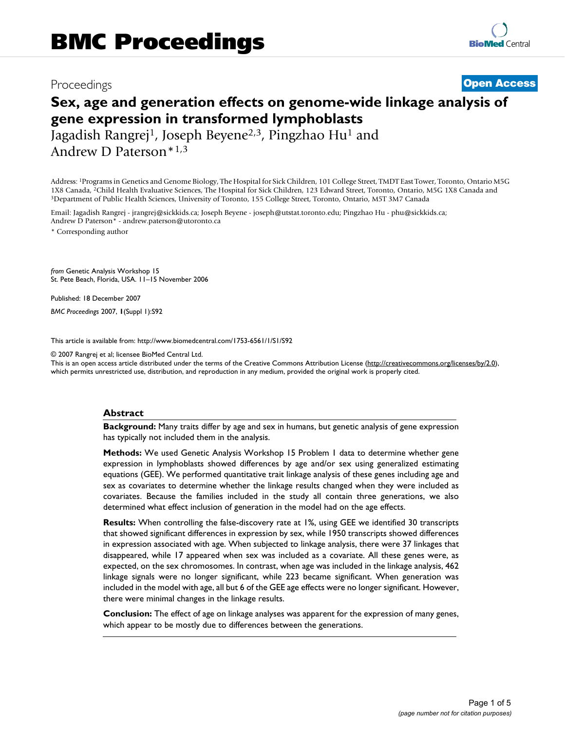# BMC Proceedings

Proceedings

**Open Access**

# Sex, age and generation effects on genome-wide linkage analysis of gene expression in transformed lymphoblasts

Jagadish Rangrej[1], Joseph Beyene[2,3], Pingzhao Hu[1] and Andrew D Paterson*[1,3]

Address: [1]Programs in Genetics and Genome Biology, The Hospital for Sick Children, 101 College Street, TMDT East Tower, Toronto, Ontario M5G 1X8 Canada, [2]Child Health Evaluative Sciences, The Hospital for Sick Children, 123 Edward Street, Toronto, Ontario, M5G 1X8 Canada and [3]Department of Public Health Sciences, University of Toronto, 155 College Street, Toronto, Ontario, M5T 3M7 Canada

Email: Jagadish Rangrej - jrangrej@sickkids.ca; Joseph Beyene - joseph@utstat.toronto.edu; Pingzhao Hu - phu@sickkids.ca; Andrew D Paterson* - andrew.paterson@utoronto.ca

* Corresponding author

*from* Genetic Analysis Workshop 15
St. Pete Beach, Florida, USA. 11–15 November 2006

Published: 18 December 2007

*BMC Proceedings* 2007, **1**(Suppl 1):S92

This article is available from: http://www.biomedcentral.com/1753-6561/1/S1/S92

© 2007 Rangrej et al; licensee BioMed Central Ltd.
This is an open access article distributed under the terms of the Creative Commons Attribution License (http://creativecommons.org/licenses/by/2.0), which permits unrestricted use, distribution, and reproduction in any medium, provided the original work is properly cited.

## Abstract

**Background:** Many traits differ by age and sex in humans, but genetic analysis of gene expression has typically not included them in the analysis.

**Methods:** We used Genetic Analysis Workshop 15 Problem 1 data to determine whether gene expression in lymphoblasts showed differences by age and/or sex using generalized estimating equations (GEE). We performed quantitative trait linkage analysis of these genes including age and sex as covariates to determine whether the linkage results changed when they were included as covariates. Because the families included in the study all contain three generations, we also determined what effect inclusion of generation in the model had on the age effects.

**Results:** When controlling the false-discovery rate at 1%, using GEE we identified 30 transcripts that showed significant differences in expression by sex, while 1950 transcripts showed differences in expression associated with age. When subjected to linkage analysis, there were 37 linkages that disappeared, while 17 appeared when sex was included as a covariate. All these genes were, as expected, on the sex chromosomes. In contrast, when age was included in the linkage analysis, 462 linkage signals were no longer significant, while 223 became significant. When generation was included in the model with age, all but 6 of the GEE age effects were no longer significant. However, there were minimal changes in the linkage results.

**Conclusion:** The effect of age on linkage analyses was apparent for the expression of many genes, which appear to be mostly due to differences between the generations.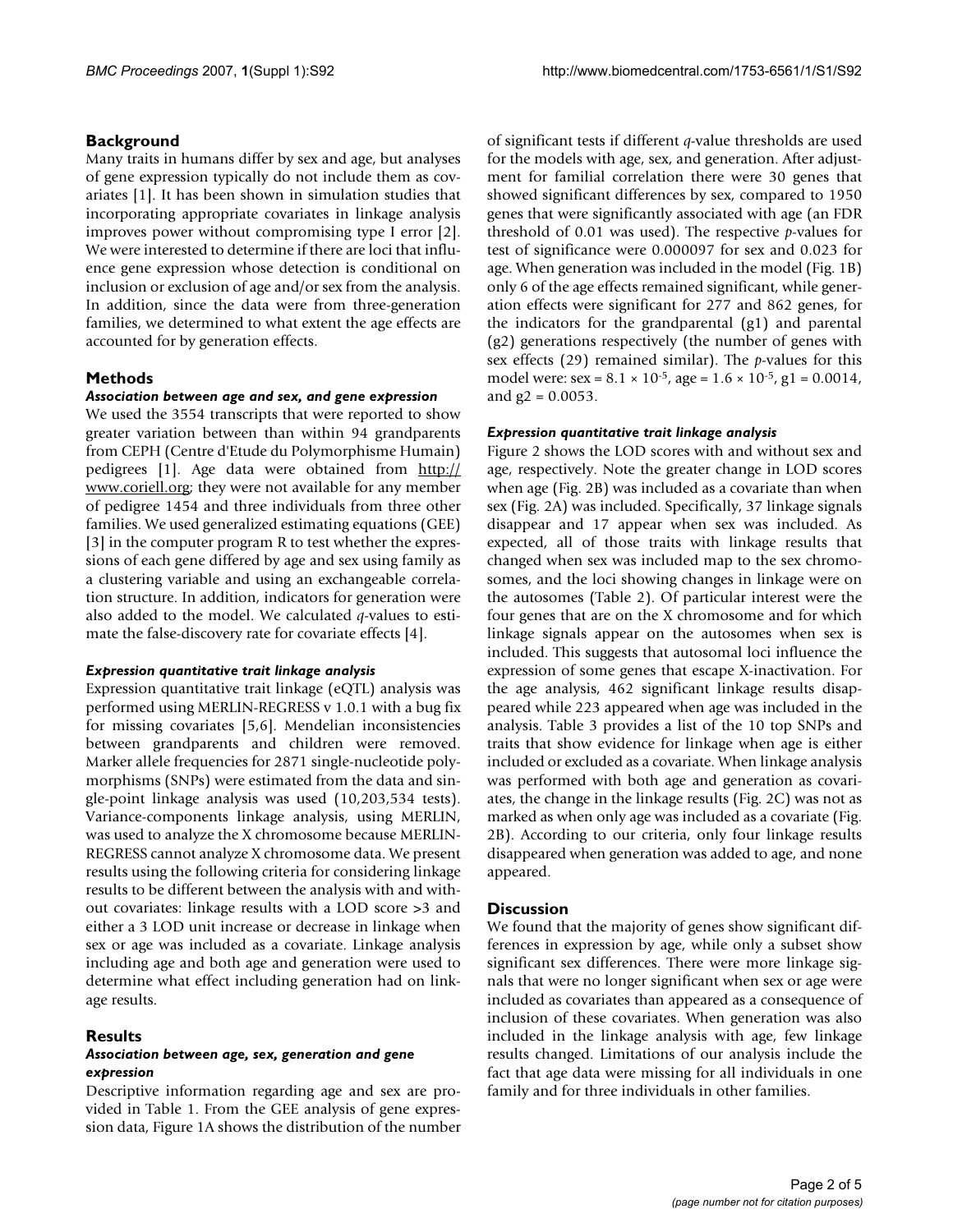## Background

Many traits in humans differ by sex and age, but analyses of gene expression typically do not include them as covariates [1]. It has been shown in simulation studies that incorporating appropriate covariates in linkage analysis improves power without compromising type I error [2]. We were interested to determine if there are loci that influence gene expression whose detection is conditional on inclusion or exclusion of age and/or sex from the analysis. In addition, since the data were from three-generation families, we determined to what extent the age effects are accounted for by generation effects.

## Methods

### *Association between age and sex, and gene expression*

We used the 3554 transcripts that were reported to show greater variation between than within 94 grandparents from CEPH (Centre d'Etude du Polymorphisme Humain) pedigrees [1]. Age data were obtained from http://www.coriell.org; they were not available for any member of pedigree 1454 and three individuals from three other families. We used generalized estimating equations (GEE) [3] in the computer program R to test whether the expressions of each gene differed by age and sex using family as a clustering variable and using an exchangeable correlation structure. In addition, indicators for generation were also added to the model. We calculated *q*-values to estimate the false-discovery rate for covariate effects [4].

### *Expression quantitative trait linkage analysis*

Expression quantitative trait linkage (eQTL) analysis was performed using MERLIN-REGRESS v 1.0.1 with a bug fix for missing covariates [5,6]. Mendelian inconsistencies between grandparents and children were removed. Marker allele frequencies for 2871 single-nucleotide polymorphisms (SNPs) were estimated from the data and single-point linkage analysis was used (10,203,534 tests). Variance-components linkage analysis, using MERLIN, was used to analyze the X chromosome because MERLIN-REGRESS cannot analyze X chromosome data. We present results using the following criteria for considering linkage results to be different between the analysis with and without covariates: linkage results with a LOD score >3 and either a 3 LOD unit increase or decrease in linkage when sex or age was included as a covariate. Linkage analysis including age and both age and generation were used to determine what effect including generation had on linkage results.

## Results

### *Association between age, sex, generation and gene expression*

Descriptive information regarding age and sex are provided in Table 1. From the GEE analysis of gene expression data, Figure 1A shows the distribution of the number of significant tests if different *q*-value thresholds are used for the models with age, sex, and generation. After adjustment for familial correlation there were 30 genes that showed significant differences by sex, compared to 1950 genes that were significantly associated with age (an FDR threshold of 0.01 was used). The respective *p*-values for test of significance were 0.000097 for sex and 0.023 for age. When generation was included in the model (Fig. 1B) only 6 of the age effects remained significant, while generation effects were significant for 277 and 862 genes, for the indicators for the grandparental (g1) and parental (g2) generations respectively (the number of genes with sex effects (29) remained similar). The *p*-values for this model were: sex = $8.1 \times 10^{-5}$, age = $1.6 \times 10^{-5}$, g1 = 0.0014, and g2 = 0.0053.

### *Expression quantitative trait linkage analysis*

Figure 2 shows the LOD scores with and without sex and age, respectively. Note the greater change in LOD scores when age (Fig. 2B) was included as a covariate than when sex (Fig. 2A) was included. Specifically, 37 linkage signals disappear and 17 appear when sex was included. As expected, all of those traits with linkage results that changed when sex was included map to the sex chromosomes, and the loci showing changes in linkage were on the autosomes (Table 2). Of particular interest were the four genes that are on the X chromosome and for which linkage signals appear on the autosomes when sex is included. This suggests that autosomal loci influence the expression of some genes that escape X-inactivation. For the age analysis, 462 significant linkage results disappeared while 223 appeared when age was included in the analysis. Table 3 provides a list of the 10 top SNPs and traits that show evidence for linkage when age is either included or excluded as a covariate. When linkage analysis was performed with both age and generation as covariates, the change in the linkage results (Fig. 2C) was not as marked as when only age was included as a covariate (Fig. 2B). According to our criteria, only four linkage results disappeared when generation was added to age, and none appeared.

## Discussion

We found that the majority of genes show significant differences in expression by age, while only a subset show significant sex differences. There were more linkage signals that were no longer significant when sex or age were included as covariates than appeared as a consequence of inclusion of these covariates. When generation was also included in the linkage analysis with age, few linkage results changed. Limitations of our analysis include the fact that age data were missing for all individuals in one family and for three individuals in other families.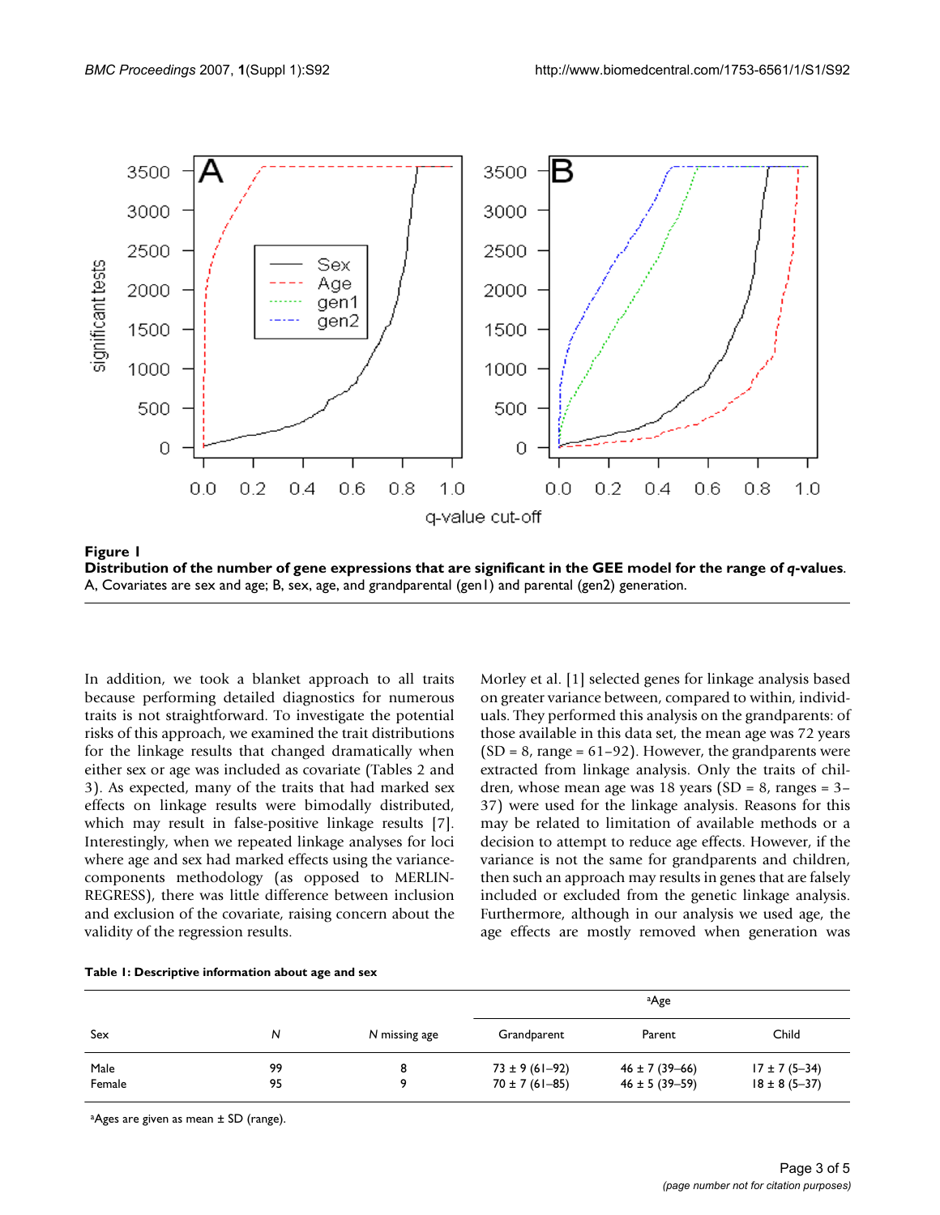A

B

3500
3000
2500
2000
1500
1000
500
0

significant tests

Sex
Age
gen1
gen2

0.0 0.2 0.4 0.6 0.8 1.0

q-value cut-off

**Figure 1**
**Distribution of the number of gene expressions that are significant in the GEE model for the range of *q*-values**. A, Covariates are sex and age; B, sex, age, and grandparental (gen1) and parental (gen2) generation.

In addition, we took a blanket approach to all traits because performing detailed diagnostics for numerous traits is not straightforward. To investigate the potential risks of this approach, we examined the trait distributions for the linkage results that changed dramatically when either sex or age was included as covariate (Tables 2 and 3). As expected, many of the traits that had marked sex effects on linkage results were bimodally distributed, which may result in false-positive linkage results [7]. Interestingly, when we repeated linkage analyses for loci where age and sex had marked effects using the variance-components methodology (as opposed to MERLIN-REGRESS), there was little difference between inclusion and exclusion of the covariate, raising concern about the validity of the regression results.

Morley et al. [1] selected genes for linkage analysis based on greater variance between, compared to within, individuals. They performed this analysis on the grandparents: of those available in this data set, the mean age was 72 years (SD = 8, range = 61–92). However, the grandparents were extracted from linkage analysis. Only the traits of children, whose mean age was 18 years (SD = 8, ranges = 3–37) were used for the linkage analysis. Reasons for this may be related to limitation of available methods or a decision to attempt to reduce age effects. However, if the variance is not the same for grandparents and children, then such an approach may results in genes that are falsely included or excluded from the genetic linkage analysis. Furthermore, although in our analysis we used age, the age effects are mostly removed when generation was

**Table 1: Descriptive information about age and sex**

| | | | [a]Age | | |
|---|---|---|---|---|---|
| Sex | *N* | *N* missing age | Grandparent | Parent | Child |
| Male | 99 | 8 | 73 ± 9 (61–92) | 46 ± 7 (39–66) | 17 ± 7 (5–34) |
| Female | 95 | 9 | 70 ± 7 (61–85) | 46 ± 5 (39–59) | 18 ± 8 (5–37) |

[a]Ages are given as mean ± SD (range).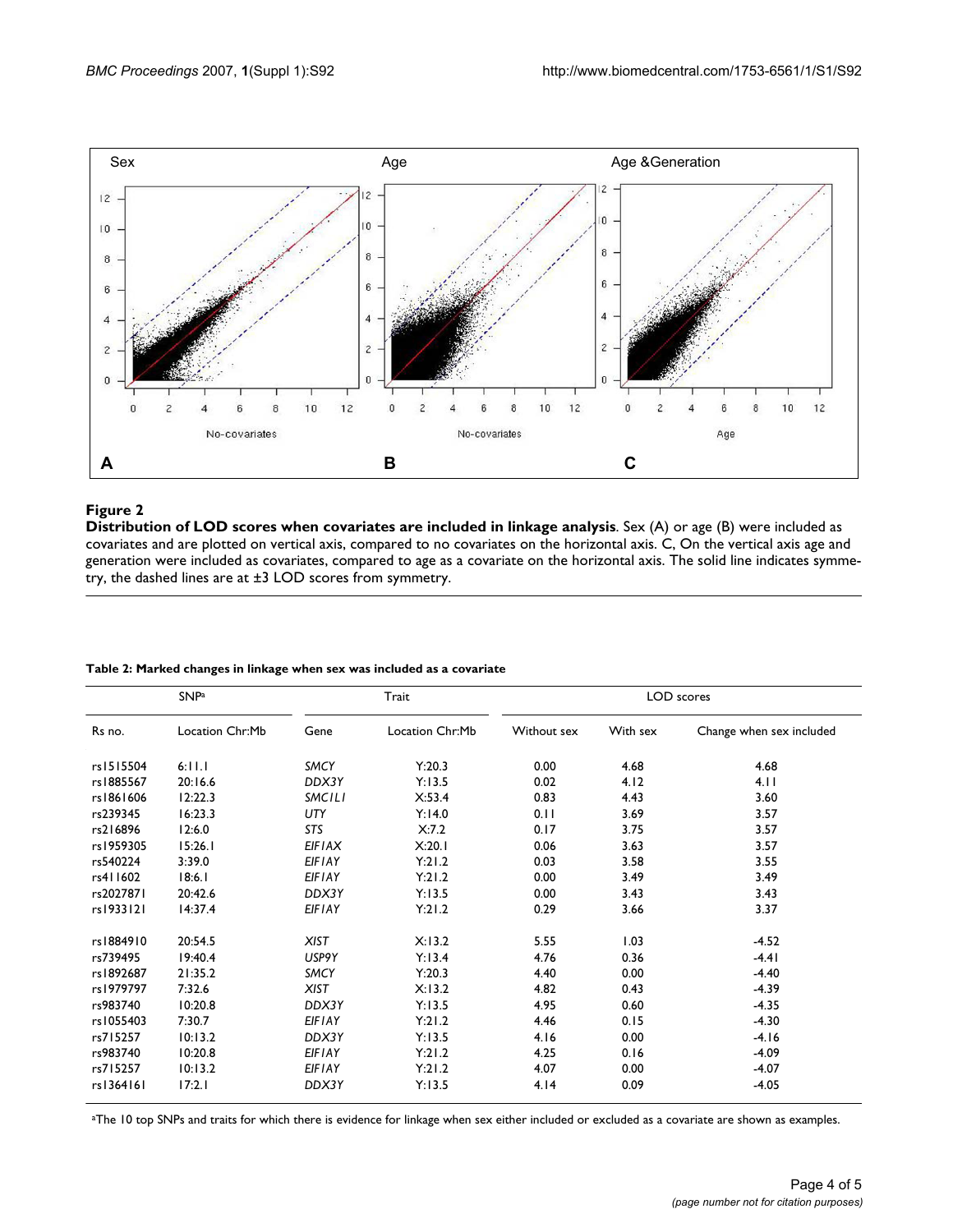Sex

Age

Age &Generation

12
10
8
6
4
2
0

0 2 4 6 8 10 12

No-covariates

A

No-covariates

B

Age

C

**Figure 2**

**Distribution of LOD scores when covariates are included in linkage analysis**. Sex (A) or age (B) were included as covariates and are plotted on vertical axis, compared to no covariates on the horizontal axis. C, On the vertical axis age and generation were included as covariates, compared to age as a covariate on the horizontal axis. The solid line indicates symmetry, the dashed lines are at ±3 LOD scores from symmetry.

**Table 2: Marked changes in linkage when sex was included as a covariate**

| SNP[a] | | Trait | | LOD scores | | |
|---|---|---|---|---|---|---|
| Rs no. | Location Chr:Mb | Gene | Location Chr:Mb | Without sex | With sex | Change when sex included |
| rs1515504 | 6:11.1 | *SMCY* | Y:20.3 | 0.00 | 4.68 | 4.68 |
| rs1885567 | 20:16.6 | *DDX3Y* | Y:13.5 | 0.02 | 4.12 | 4.11 |
| rs1861606 | 12:22.3 | *SMC1L1* | X:53.4 | 0.83 | 4.43 | 3.60 |
| rs239345 | 16:23.3 | *UTY* | Y:14.0 | 0.11 | 3.69 | 3.57 |
| rs216896 | 12:6.0 | *STS* | X:7.2 | 0.17 | 3.75 | 3.57 |
| rs1959305 | 15:26.1 | *EIF1AX* | X:20.1 | 0.06 | 3.63 | 3.57 |
| rs540224 | 3:39.0 | *EIF1AY* | Y:21.2 | 0.03 | 3.58 | 3.55 |
| rs411602 | 18:6.1 | *EIF1AY* | Y:21.2 | 0.00 | 3.49 | 3.49 |
| rs2027871 | 20:42.6 | *DDX3Y* | Y:13.5 | 0.00 | 3.43 | 3.43 |
| rs1933121 | 14:37.4 | *EIF1AY* | Y:21.2 | 0.29 | 3.66 | 3.37 |
| rs1884910 | 20:54.5 | *XIST* | X:13.2 | 5.55 | 1.03 | -4.52 |
| rs739495 | 19:40.4 | *USP9Y* | Y:13.4 | 4.76 | 0.36 | -4.41 |
| rs1892687 | 21:35.2 | *SMCY* | Y:20.3 | 4.40 | 0.00 | -4.40 |
| rs1979797 | 7:32.6 | *XIST* | X:13.2 | 4.82 | 0.43 | -4.39 |
| rs983740 | 10:20.8 | *DDX3Y* | Y:13.5 | 4.95 | 0.60 | -4.35 |
| rs1055403 | 7:30.7 | *EIF1AY* | Y:21.2 | 4.46 | 0.15 | -4.30 |
| rs715257 | 10:13.2 | *DDX3Y* | Y:13.5 | 4.16 | 0.00 | -4.16 |
| rs983740 | 10:20.8 | *EIF1AY* | Y:21.2 | 4.25 | 0.16 | -4.09 |
| rs715257 | 10:13.2 | *EIF1AY* | Y:21.2 | 4.07 | 0.00 | -4.07 |
| rs1364161 | 17:2.1 | *DDX3Y* | Y:13.5 | 4.14 | 0.09 | -4.05 |

[a]The 10 top SNPs and traits for which there is evidence for linkage when sex either included or excluded as a covariate are shown as examples.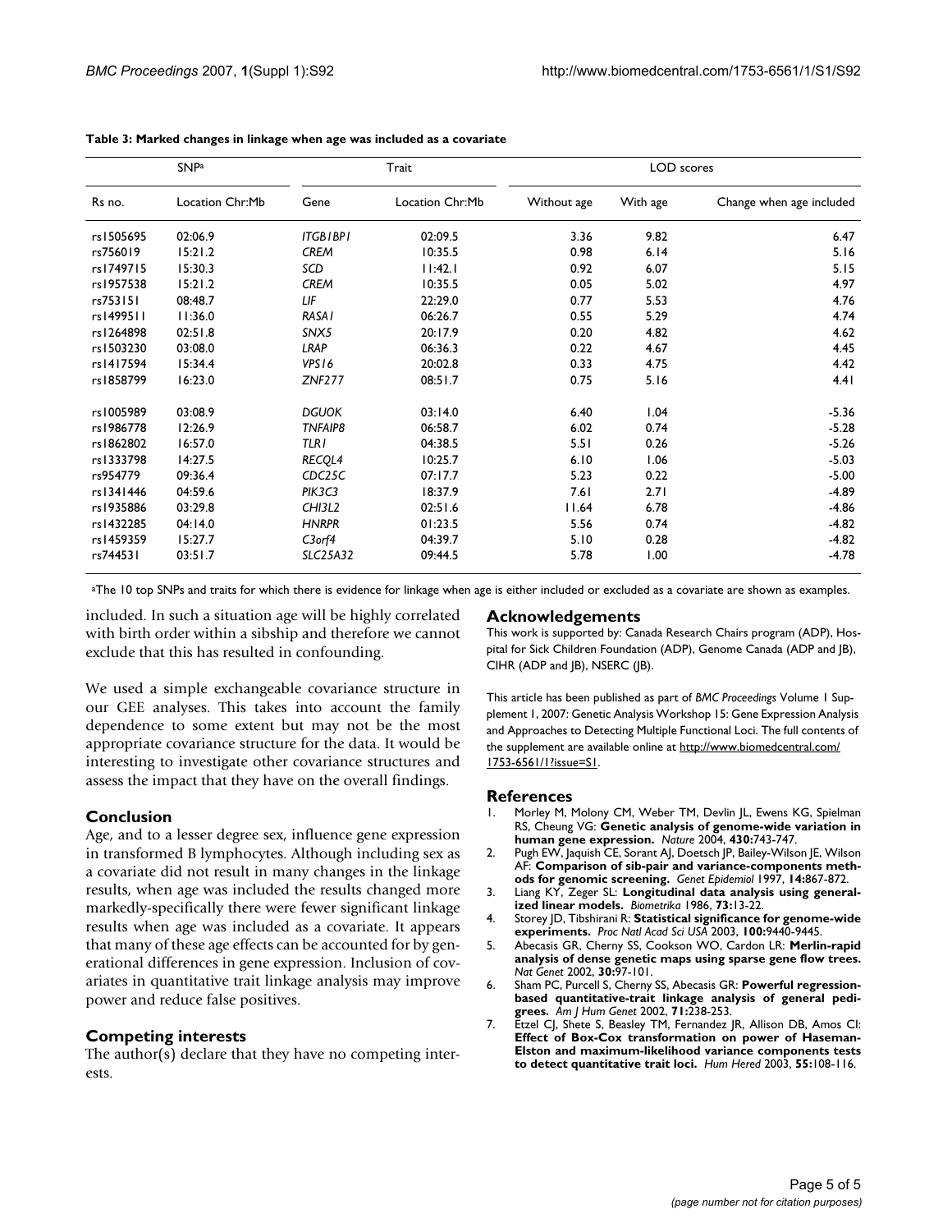**Table 3: Marked changes in linkage when age was included as a covariate**

| SNP[a] | | Trait | | LOD scores | | |
|---|---|---|---|---|---|---|
| Rs no. | Location Chr:Mb | Gene | Location Chr:Mb | Without age | With age | Change when age included |
| rs1505695 | 02:06.9 | *ITGB1BP1* | 02:09.5 | 3.36 | 9.82 | 6.47 |
| rs756019 | 15:21.2 | *CREM* | 10:35.5 | 0.98 | 6.14 | 5.16 |
| rs1749715 | 15:30.3 | *SCD* | 11:42.1 | 0.92 | 6.07 | 5.15 |
| rs1957538 | 15:21.2 | *CREM* | 10:35.5 | 0.05 | 5.02 | 4.97 |
| rs753151 | 08:48.7 | *LIF* | 22:29.0 | 0.77 | 5.53 | 4.76 |
| rs1499511 | 11:36.0 | *RASA1* | 06:26.7 | 0.55 | 5.29 | 4.74 |
| rs1264898 | 02:51.8 | *SNX5* | 20:17.9 | 0.20 | 4.82 | 4.62 |
| rs1503230 | 03:08.0 | *LRAP* | 06:36.3 | 0.22 | 4.67 | 4.45 |
| rs1417594 | 15:34.4 | *VPS16* | 20:02.8 | 0.33 | 4.75 | 4.42 |
| rs1858799 | 16:23.0 | *ZNF277* | 08:51.7 | 0.75 | 5.16 | 4.41 |
| rs1005989 | 03:08.9 | *DGUOK* | 03:14.0 | 6.40 | 1.04 | -5.36 |
| rs1986778 | 12:26.9 | *TNFAIP8* | 06:58.7 | 6.02 | 0.74 | -5.28 |
| rs1862802 | 16:57.0 | *TLR1* | 04:38.5 | 5.51 | 0.26 | -5.26 |
| rs1333798 | 14:27.5 | *RECQL4* | 10:25.7 | 6.10 | 1.06 | -5.03 |
| rs954779 | 09:36.4 | *CDC25C* | 07:17.7 | 5.23 | 0.22 | -5.00 |
| rs1341446 | 04:59.6 | *PIK3C3* | 18:37.9 | 7.61 | 2.71 | -4.89 |
| rs1935886 | 03:29.8 | *CHI3L2* | 02:51.6 | 11.64 | 6.78 | -4.86 |
| rs1432285 | 04:14.0 | *HNRPR* | 01:23.5 | 5.56 | 0.74 | -4.82 |
| rs1459359 | 15:27.7 | *C3orf4* | 04:39.7 | 5.10 | 0.28 | -4.82 |
| rs744531 | 03:51.7 | *SLC25A32* | 09:44.5 | 5.78 | 1.00 | -4.78 |

[a]The 10 top SNPs and traits for which there is evidence for linkage when age is either included or excluded as a covariate are shown as examples.

included. In such a situation age will be highly correlated with birth order within a sibship and therefore we cannot exclude that this has resulted in confounding.

We used a simple exchangeable covariance structure in our GEE analyses. This takes into account the family dependence to some extent but may not be the most appropriate covariance structure for the data. It would be interesting to investigate other covariance structures and assess the impact that they have on the overall findings.

## Conclusion

Age, and to a lesser degree sex, influence gene expression in transformed B lymphocytes. Although including sex as a covariate did not result in many changes in the linkage results, when age was included the results changed more markedly-specifically there were fewer significant linkage results when age was included as a covariate. It appears that many of these age effects can be accounted for by generational differences in gene expression. Inclusion of covariates in quantitative trait linkage analysis may improve power and reduce false positives.

## Competing interests

The author(s) declare that they have no competing interests.

## Acknowledgements

This work is supported by: Canada Research Chairs program (ADP), Hospital for Sick Children Foundation (ADP), Genome Canada (ADP and JB), CIHR (ADP and JB), NSERC (JB).

This article has been published as part of *BMC Proceedings* Volume 1 Supplement 1, 2007: Genetic Analysis Workshop 15: Gene Expression Analysis and Approaches to Detecting Multiple Functional Loci. The full contents of the supplement are available online at http://www.biomedcentral.com/1753-6561/1?issue=S1.

## References

1. Morley M, Molony CM, Weber TM, Devlin JL, Ewens KG, Spielman RS, Cheung VG: **Genetic analysis of genome-wide variation in human gene expression.** *Nature* 2004, **430:**743-747.
2. Pugh EW, Jaquish CE, Sorant AJ, Doetsch JP, Bailey-Wilson JE, Wilson AF: **Comparison of sib-pair and variance-components methods for genomic screening.** *Genet Epidemiol* 1997, **14:**867-872.
3. Liang KY, Zeger SL: **Longitudinal data analysis using generalized linear models.** *Biometrika* 1986, **73:**13-22.
4. Storey JD, Tibshirani R: **Statistical significance for genome-wide experiments.** *Proc Natl Acad Sci USA* 2003, **100:**9440-9445.
5. Abecasis GR, Cherny SS, Cookson WO, Cardon LR: **Merlin-rapid analysis of dense genetic maps using sparse gene flow trees.** *Nat Genet* 2002, **30:**97-101.
6. Sham PC, Purcell S, Cherny SS, Abecasis GR: **Powerful regression-based quantitative-trait linkage analysis of general pedigrees.** *Am J Hum Genet* 2002, **71:**238-253.
7. Etzel CJ, Shete S, Beasley TM, Fernandez JR, Allison DB, Amos CI: **Effect of Box-Cox transformation on power of Haseman-Elston and maximum-likelihood variance components tests to detect quantitative trait loci.** *Hum Hered* 2003, **55:**108-116.